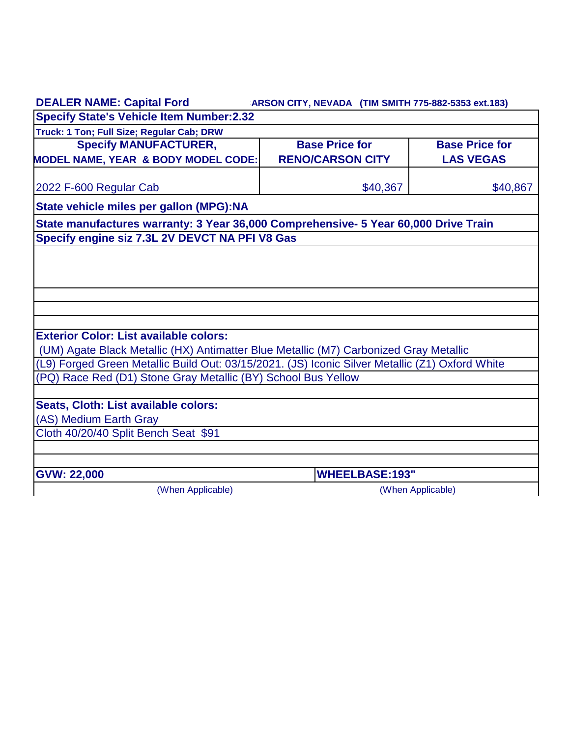**DEALER NAME: Capital Ford** ARSON CITY, NEVADA (TIM SMITH 775-882-5353 ext.183)

**Specify State's Vehicle Item Number:2.32**

**Truck: 1 Ton; Full Size; Regular Cab; DRW**

| Specify MANUFACTURER, MODEL NAME, YEAR & BODY MODEL CODE: | Base Price for RENO/CARSON CITY | Base Price for LAS VEGAS |
|---|---|---|
| 2022 F-600 Regular Cab | $40,367 | $40,867 |

**State vehicle miles per gallon (MPG):NA**

**State manufactures warranty: 3 Year 36,000 Comprehensive- 5 Year 60,000 Drive Train**

**Specify engine siz 7.3L 2V DEVCT NA PFI V8 Gas**

**Exterior Color: List available colors:**

(UM) Agate Black Metallic (HX) Antimatter Blue Metallic (M7) Carbonized Gray Metallic

(L9) Forged Green Metallic Build Out: 03/15/2021. (JS) Iconic Silver Metallic (Z1) Oxford White

(PQ) Race Red (D1) Stone Gray Metallic (BY) School Bus Yellow

**Seats, Cloth: List available colors:**

(AS) Medium Earth Gray

Cloth 40/20/40 Split Bench Seat $91

| GVW: 22,000 | WHEELBASE:193" |
|---|---|
| (When Applicable) | (When Applicable) |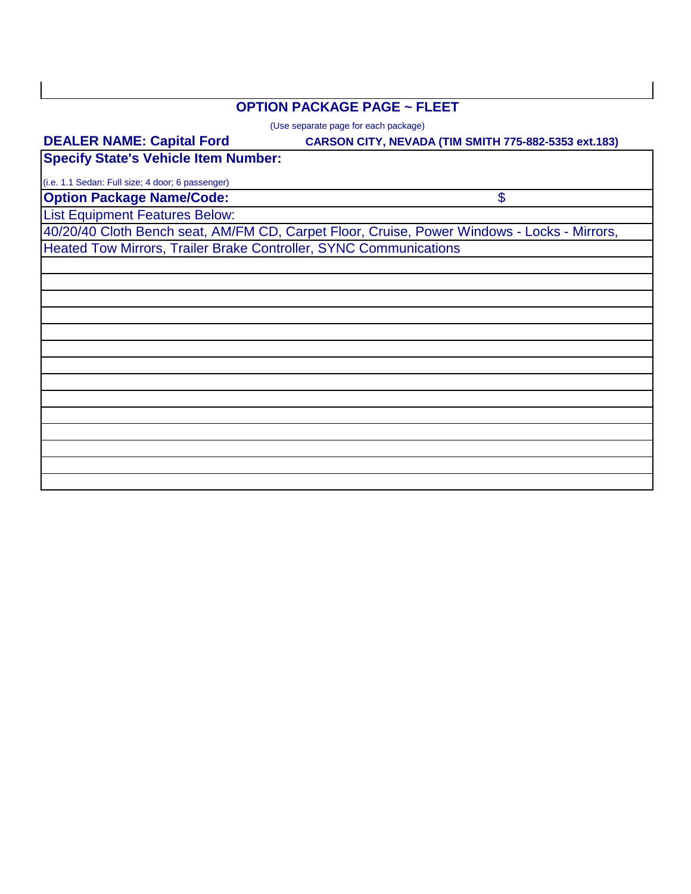## OPTION PACKAGE PAGE ~ FLEET

(Use separate page for each package)

**DEALER NAME: Capital Ford** **CARSON CITY, NEVADA (TIM SMITH 775-882-5353 ext.183)**

**Specify State's Vehicle Item Number:**

(i.e. 1.1 Sedan: Full size; 4 door; 6 passenger)

**Option Package Name/Code:** $

List Equipment Features Below:

40/20/40 Cloth Bench seat, AM/FM CD, Carpet Floor, Cruise, Power Windows - Locks - Mirrors,
Heated Tow Mirrors, Trailer Brake Controller, SYNC Communications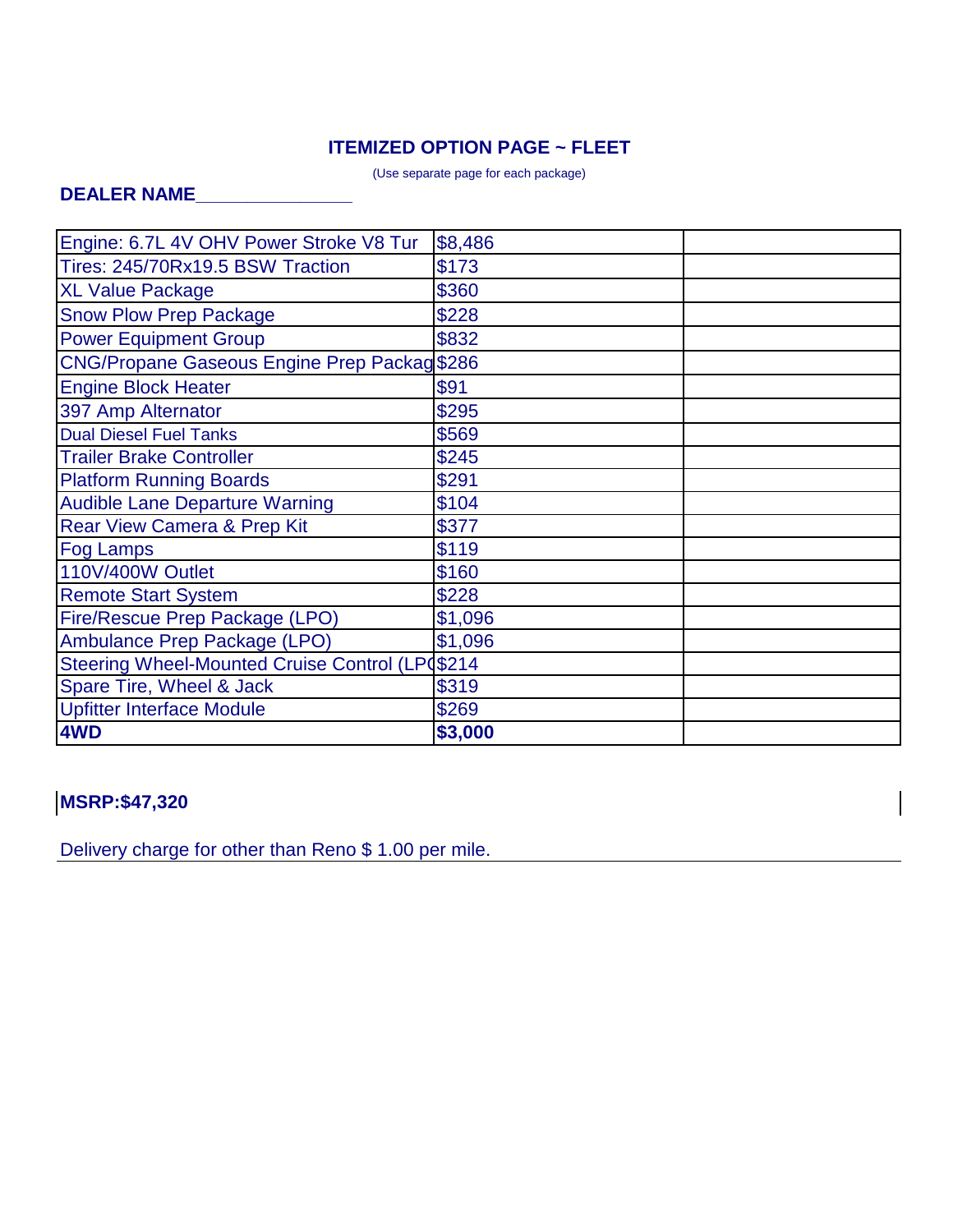## ITEMIZED OPTION PAGE ~ FLEET

(Use separate page for each package)

**DEALER NAME_______________**

| | | |
|---|---|---|
| Engine: 6.7L 4V OHV Power Stroke V8 Tur | $8,486 | |
| Tires: 245/70Rx19.5 BSW Traction | $173 | |
| XL Value Package | $360 | |
| Snow Plow Prep Package | $228 | |
| Power Equipment Group | $832 | |
| CNG/Propane Gaseous Engine Prep Packag | $286 | |
| Engine Block Heater | $91 | |
| 397 Amp Alternator | $295 | |
| Dual Diesel Fuel Tanks | $569 | |
| Trailer Brake Controller | $245 | |
| Platform Running Boards | $291 | |
| Audible Lane Departure Warning | $104 | |
| Rear View Camera & Prep Kit | $377 | |
| Fog Lamps | $119 | |
| 110V/400W Outlet | $160 | |
| Remote Start System | $228 | |
| Fire/Rescue Prep Package (LPO) | $1,096 | |
| Ambulance Prep Package (LPO) | $1,096 | |
| Steering Wheel-Mounted Cruise Control (LPO | $214 | |
| Spare Tire, Wheel & Jack | $319 | |
| Upfitter Interface Module | $269 | |
| **4WD** | **$3,000** | |

**MSRP:$47,320**

Delivery charge for other than Reno $ 1.00 per mile.